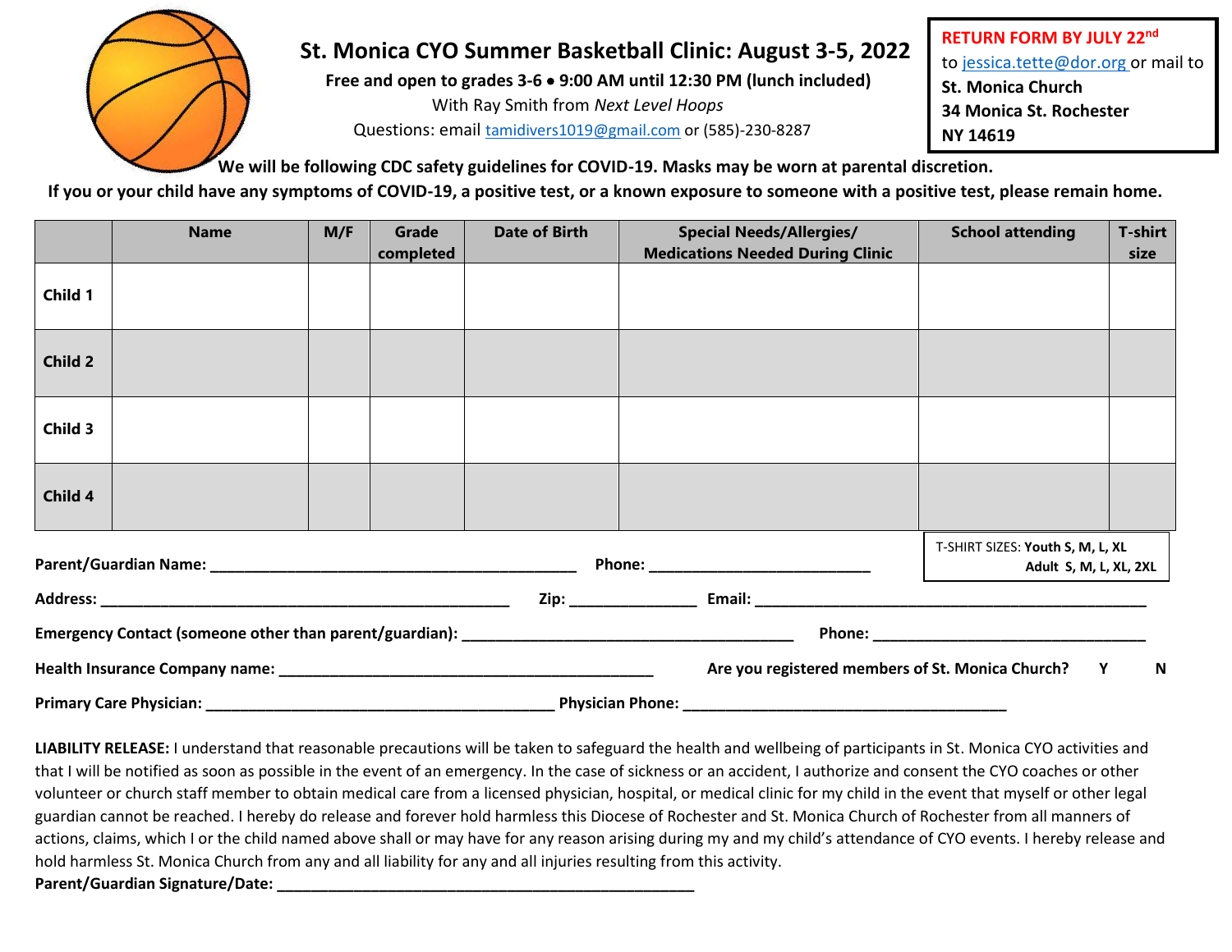# St. Monica CYO Summer Basketball Clinic: August 3-5, 2022

**Free and open to grades 3-6 • 9:00 AM until 12:30 PM (lunch included)**

With Ray Smith from *Next Level Hoops*

Questions: email tamidivers1019@gmail.com or (585)-230-8287

**RETURN FORM BY JULY 22nd** to jessica.tette@dor.org or mail to **St. Monica Church 34 Monica St. Rochester NY 14619**

**We will be following CDC safety guidelines for COVID-19. Masks may be worn at parental discretion.**

**If you or your child have any symptoms of COVID-19, a positive test, or a known exposure to someone with a positive test, please remain home.**

| | Name | M/F | Grade completed | Date of Birth | Special Needs/Allergies/ Medications Needed During Clinic | School attending | T-shirt size |
|---|---|---|---|---|---|---|---|
| **Child 1** | | | | | | | |
| **Child 2** | | | | | | | |
| **Child 3** | | | | | | | |
| **Child 4** | | | | | | | |

T-SHIRT SIZES: **Youth S, M, L, XL**
**Adult S, M, L, XL, 2XL**

**Parent/Guardian Name:** ________________________________________ **Phone:** ________________________

**Address:** ______________________________________________ **Zip:** _____________ **Email:** ____________________________________________

**Emergency Contact (someone other than parent/guardian):** ____________________________________ **Phone:** ______________________________

**Health Insurance Company name:** __________________________________________ **Are you registered members of St. Monica Church? Y N**

**Primary Care Physician:** _______________________________________ **Physician Phone:** ____________________________________

**LIABILITY RELEASE:** I understand that reasonable precautions will be taken to safeguard the health and wellbeing of participants in St. Monica CYO activities and that I will be notified as soon as possible in the event of an emergency. In the case of sickness or an accident, I authorize and consent the CYO coaches or other volunteer or church staff member to obtain medical care from a licensed physician, hospital, or medical clinic for my child in the event that myself or other legal guardian cannot be reached. I hereby do release and forever hold harmless this Diocese of Rochester and St. Monica Church of Rochester from all manners of actions, claims, which I or the child named above shall or may have for any reason arising during my and my child's attendance of CYO events. I hereby release and hold harmless St. Monica Church from any and all liability for any and all injuries resulting from this activity.

**Parent/Guardian Signature/Date:** ______________________________________________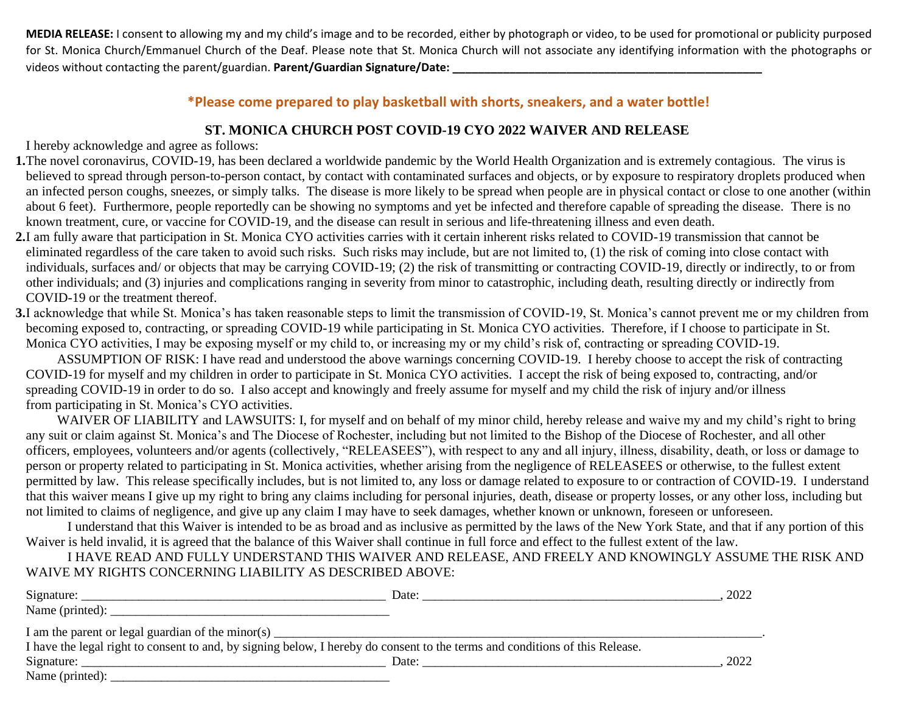**MEDIA RELEASE:** I consent to allowing my and my child's image and to be recorded, either by photograph or video, to be used for promotional or publicity purposed for St. Monica Church/Emmanuel Church of the Deaf. Please note that St. Monica Church will not associate any identifying information with the photographs or videos without contacting the parent/guardian. **Parent/Guardian Signature/Date: \_\_\_\_\_\_\_\_\_\_\_\_\_\_\_\_\_\_\_\_\_\_\_\_\_\_\_\_\_\_\_\_\_\_\_\_\_\_\_\_\_\_\_\_\_\_\_\_\_\_**

**\*Please come prepared to play basketball with shorts, sneakers, and a water bottle!**

## ST. MONICA CHURCH POST COVID-19 CYO 2022 WAIVER AND RELEASE

I hereby acknowledge and agree as follows:

1. The novel coronavirus, COVID-19, has been declared a worldwide pandemic by the World Health Organization and is extremely contagious. The virus is believed to spread through person-to-person contact, by contact with contaminated surfaces and objects, or by exposure to respiratory droplets produced when an infected person coughs, sneezes, or simply talks. The disease is more likely to be spread when people are in physical contact or close to one another (within about 6 feet). Furthermore, people reportedly can be showing no symptoms and yet be infected and therefore capable of spreading the disease. There is no known treatment, cure, or vaccine for COVID-19, and the disease can result in serious and life-threatening illness and even death.
2. I am fully aware that participation in St. Monica CYO activities carries with it certain inherent risks related to COVID-19 transmission that cannot be eliminated regardless of the care taken to avoid such risks. Such risks may include, but are not limited to, (1) the risk of coming into close contact with individuals, surfaces and/ or objects that may be carrying COVID-19; (2) the risk of transmitting or contracting COVID-19, directly or indirectly, to or from other individuals; and (3) injuries and complications ranging in severity from minor to catastrophic, including death, resulting directly or indirectly from COVID-19 or the treatment thereof.
3. I acknowledge that while St. Monica's has taken reasonable steps to limit the transmission of COVID-19, St. Monica's cannot prevent me or my children from becoming exposed to, contracting, or spreading COVID-19 while participating in St. Monica CYO activities. Therefore, if I choose to participate in St. Monica CYO activities, I may be exposing myself or my child to, or increasing my or my child's risk of, contracting or spreading COVID-19.

ASSUMPTION OF RISK: I have read and understood the above warnings concerning COVID-19. I hereby choose to accept the risk of contracting COVID-19 for myself and my children in order to participate in St. Monica CYO activities. I accept the risk of being exposed to, contracting, and/or spreading COVID-19 in order to do so. I also accept and knowingly and freely assume for myself and my child the risk of injury and/or illness from participating in St. Monica's CYO activities.

WAIVER OF LIABILITY and LAWSUITS: I, for myself and on behalf of my minor child, hereby release and waive my and my child's right to bring any suit or claim against St. Monica's and The Diocese of Rochester, including but not limited to the Bishop of the Diocese of Rochester, and all other officers, employees, volunteers and/or agents (collectively, "RELEASEES"), with respect to any and all injury, illness, disability, death, or loss or damage to person or property related to participating in St. Monica activities, whether arising from the negligence of RELEASEES or otherwise, to the fullest extent permitted by law. This release specifically includes, but is not limited to, any loss or damage related to exposure to or contraction of COVID-19. I understand that this waiver means I give up my right to bring any claims including for personal injuries, death, disease or property losses, or any other loss, including but not limited to claims of negligence, and give up any claim I may have to seek damages, whether known or unknown, foreseen or unforeseen.

I understand that this Waiver is intended to be as broad and as inclusive as permitted by the laws of the New York State, and that if any portion of this Waiver is held invalid, it is agreed that the balance of this Waiver shall continue in full force and effect to the fullest extent of the law.

I HAVE READ AND FULLY UNDERSTAND THIS WAIVER AND RELEASE, AND FREELY AND KNOWINGLY ASSUME THE RISK AND WAIVE MY RIGHTS CONCERNING LIABILITY AS DESCRIBED ABOVE:

Signature: \_\_\_\_\_\_\_\_\_\_\_\_\_\_\_\_\_\_\_\_\_\_\_\_\_\_\_\_\_\_\_\_\_\_\_\_\_\_\_\_\_\_\_\_\_\_ Date: \_\_\_\_\_\_\_\_\_\_\_\_\_\_\_\_\_\_\_\_\_\_\_\_\_\_\_\_\_\_\_\_\_\_\_\_\_\_\_\_\_\_\_\_\_\_, 2022

Name (printed): \_\_\_\_\_\_\_\_\_\_\_\_\_\_\_\_\_\_\_\_\_\_\_\_\_\_\_\_\_\_\_\_\_\_\_\_\_\_\_\_\_\_\_\_

I am the parent or legal guardian of the minor(s) \_\_\_\_\_\_\_\_\_\_\_\_\_\_\_\_\_\_\_\_\_\_\_\_\_\_\_\_\_\_\_\_\_\_\_\_\_\_\_\_\_\_\_\_\_\_\_\_\_\_\_\_\_\_\_\_\_\_\_\_\_\_\_\_\_\_\_\_\_\_\_\_\_\_\_\_.

I have the legal right to consent to and, by signing below, I hereby do consent to the terms and conditions of this Release.

Signature: \_\_\_\_\_\_\_\_\_\_\_\_\_\_\_\_\_\_\_\_\_\_\_\_\_\_\_\_\_\_\_\_\_\_\_\_\_\_\_\_\_\_\_\_\_\_ Date: \_\_\_\_\_\_\_\_\_\_\_\_\_\_\_\_\_\_\_\_\_\_\_\_\_\_\_\_\_\_\_\_\_\_\_\_\_\_\_\_\_\_\_\_\_\_, 2022

Name (printed): \_\_\_\_\_\_\_\_\_\_\_\_\_\_\_\_\_\_\_\_\_\_\_\_\_\_\_\_\_\_\_\_\_\_\_\_\_\_\_\_\_\_\_\_